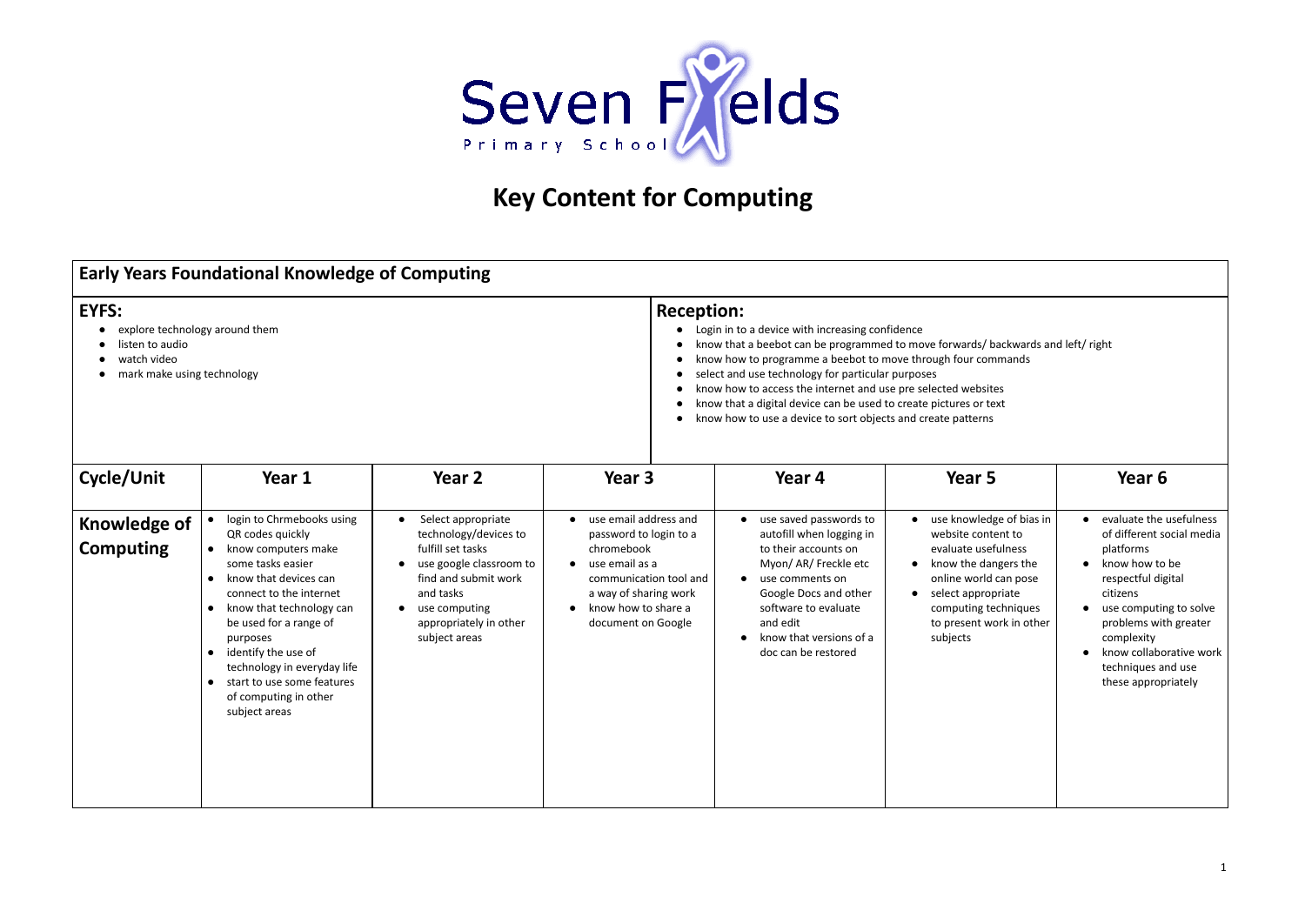Seven Fields Primary School

# Key Content for Computing

## Early Years Foundational Knowledge of Computing

**EYFS:**

- explore technology around them
- listen to audio
- watch video
- mark make using technology

**Reception:**

- Login in to a device with increasing confidence
- know that a beebot can be programmed to move forwards/ backwards and left/ right
- know how to programme a beebot to move through four commands
- select and use technology for particular purposes
- know how to access the internet and use pre selected websites
- know that a digital device can be used to create pictures or text
- know how to use a device to sort objects and create patterns

| Cycle/Unit | Year 1 | Year 2 | Year 3 | Year 4 | Year 5 | Year 6 |
|---|---|---|---|---|---|---|
| **Knowledge of Computing** | • login to Chrmebooks using QR codes quickly<br>• know computers make some tasks easier<br>• know that devices can connect to the internet<br>• know that technology can be used for a range of purposes<br>• identify the use of technology in everyday life<br>• start to use some features of computing in other subject areas | • Select appropriate technology/devices to fulfill set tasks<br>• use google classroom to find and submit work and tasks<br>• use computing appropriately in other subject areas | • use email address and password to login to a chromebook<br>• use email as a communication tool and a way of sharing work<br>• know how to share a document on Google | • use saved passwords to autofill when logging in to their accounts on Myon/ AR/ Freckle etc<br>• use comments on Google Docs and other software to evaluate and edit<br>• know that versions of a doc can be restored | • use knowledge of bias in website content to evaluate usefulness<br>• know the dangers the online world can pose<br>• select appropriate computing techniques to present work in other subjects | • evaluate the usefulness of different social media platforms<br>• know how to be respectful digital citizens<br>• use computing to solve problems with greater complexity<br>• know collaborative work techniques and use these appropriately |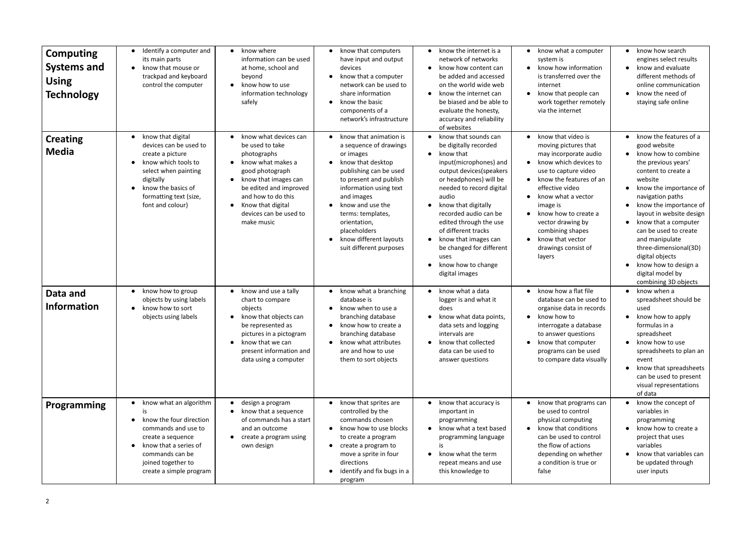| | | | | | | |
|---|---|---|---|---|---|---|
| **Computing Systems and Using Technology** | • Identify a computer and its main parts<br>• know that mouse or trackpad and keyboard control the computer | • know where information can be used at home, school and beyond<br>• know how to use information technology safely | • know that computers have input and output devices<br>• know that a computer network can be used to share information<br>• know the basic components of a network's infrastructure | • know the internet is a network of networks<br>• know how content can be added and accessed on the world wide web<br>• know the internet can be biased and be able to evaluate the honesty, accuracy and reliability of websites | • know what a computer system is<br>• know how information is transferred over the internet<br>• know that people can work together remotely via the internet | • know how search engines select results<br>• know and evaluate different methods of online communication<br>• know the need of staying safe online |
| **Creating Media** | • know that digital devices can be used to create a picture<br>• know which tools to select when painting digitally<br>• know the basics of formatting text (size, font and colour) | • know what devices can be used to take photographs<br>• know what makes a good photograph<br>• know that images can be edited and improved and how to do this<br>• Know that digital devices can be used to make music | • know that animation is a sequence of drawings or images<br>• know that desktop publishing can be used to present and publish information using text and images<br>• know and use the terms: templates, orientation, placeholders<br>• know different layouts suit different purposes | • know that sounds can be digitally recorded<br>• know that input(microphones) and output devices(speakers or headphones) will be needed to record digital audio<br>• know that digitally recorded audio can be edited through the use of different tracks<br>• know that images can be changed for different uses<br>• know how to change digital images | • know that video is moving pictures that may incorporate audio<br>• know which devices to use to capture video<br>• know the features of an effective video<br>• know what a vector image is<br>• know how to create a vector drawing by combining shapes<br>• know that vector drawings consist of layers | • know the features of a good website<br>• know how to combine the previous years' content to create a website<br>• know the importance of navigation paths<br>• know the importance of layout in website design<br>• know that a computer can be used to create and manipulate three-dimensional(3D) digital objects<br>• know how to design a digital model by combining 3D objects |
| **Data and Information** | • know how to group objects by using labels<br>• know how to sort objects using labels | • know and use a tally chart to compare objects<br>• know that objects can be represented as pictures in a pictogram<br>• know that we can present information and data using a computer | • know what a branching database is<br>• know when to use a branching database<br>• know how to create a branching database<br>• know what attributes are and how to use them to sort objects | • know what a data logger is and what it does<br>• know what data points, data sets and logging intervals are<br>• know that collected data can be used to answer questions | • know how a flat file database can be used to organise data in records<br>• know how to interrogate a database to answer questions<br>• know that computer programs can be used to compare data visually | • know when a spreadsheet should be used<br>• know how to apply formulas in a spreadsheet<br>• know how to use spreadsheets to plan an event<br>• know that spreadsheets can be used to present visual representations of data |
| **Programming** | • know what an algorithm is<br>• know the four direction commands and use to create a sequence<br>• know that a series of commands can be joined together to create a simple program | • design a program<br>• know that a sequence of commands has a start and an outcome<br>• create a program using own design | • know that sprites are controlled by the commands chosen<br>• know how to use blocks to create a program<br>• create a program to move a sprite in four directions<br>• identify and fix bugs in a program | • know that accuracy is important in programming<br>• know what a text based programming language is<br>• know what the term repeat means and use this knowledge to | • know that programs can be used to control physical computing<br>• know that conditions can be used to control the flow of actions depending on whether a condition is true or false | • know the concept of variables in programming<br>• know how to create a project that uses variables<br>• know that variables can be updated through user inputs |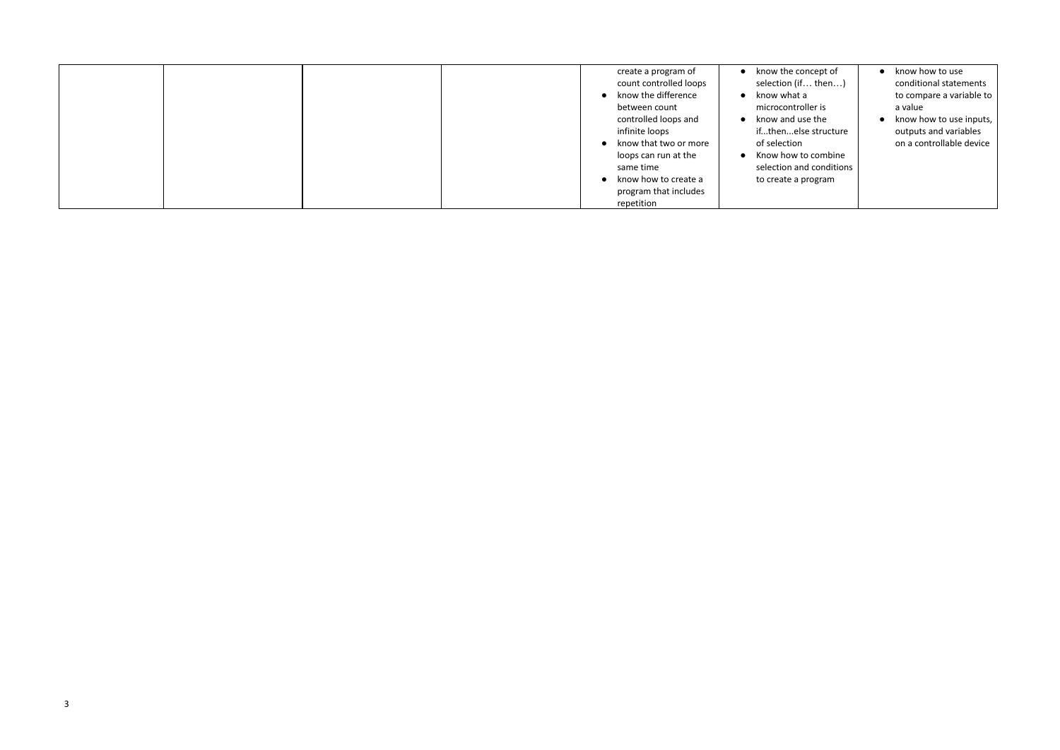| | | | | | | |
|---|---|---|---|---|---|---|
| | | | | create a program of count controlled loops<br>● know the difference between count controlled loops and infinite loops<br>● know that two or more loops can run at the same time<br>● know how to create a program that includes repetition | ● know the concept of selection (if… then…)<br>● know what a microcontroller is<br>● know and use the if...then...else structure of selection<br>● Know how to combine selection and conditions to create a program | ● know how to use conditional statements to compare a variable to a value<br>● know how to use inputs, outputs and variables on a controllable device |